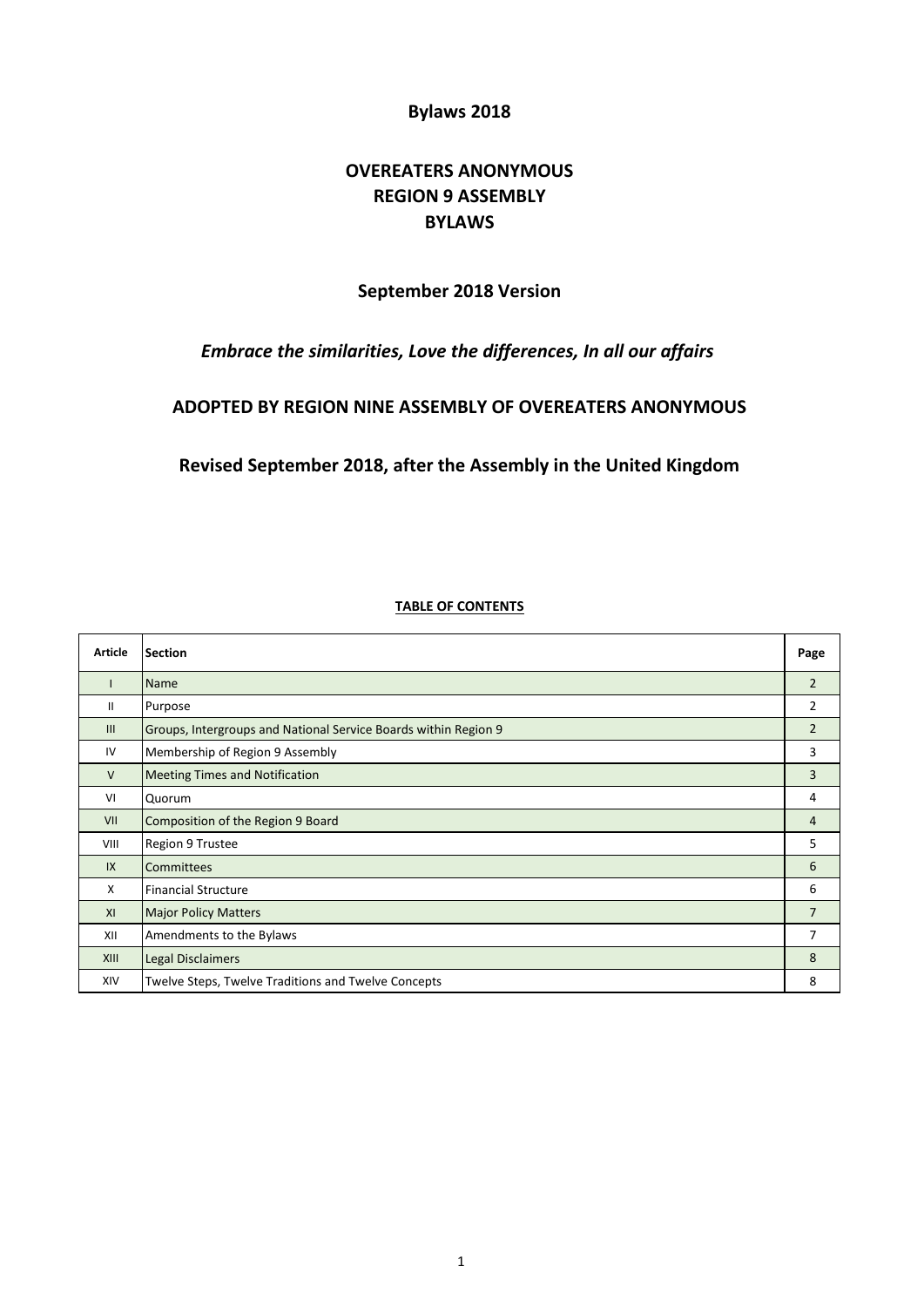**Bylaws 2018**

# OVEREATERS ANONYMOUS
# REGION 9 ASSEMBLY
# BYLAWS

## September 2018 Version

***Embrace the similarities, Love the differences, In all our affairs***

## ADOPTED BY REGION NINE ASSEMBLY OF OVEREATERS ANONYMOUS

## Revised September 2018, after the Assembly in the United Kingdom

**TABLE OF CONTENTS**

| Article | Section | Page |
|---|---|---|
| I | Name | 2 |
| II | Purpose | 2 |
| III | Groups, Intergroups and National Service Boards within Region 9 | 2 |
| IV | Membership of Region 9 Assembly | 3 |
| V | Meeting Times and Notification | 3 |
| VI | Quorum | 4 |
| VII | Composition of the Region 9 Board | 4 |
| VIII | Region 9 Trustee | 5 |
| IX | Committees | 6 |
| X | Financial Structure | 6 |
| XI | Major Policy Matters | 7 |
| XII | Amendments to the Bylaws | 7 |
| XIII | Legal Disclaimers | 8 |
| XIV | Twelve Steps, Twelve Traditions and Twelve Concepts | 8 |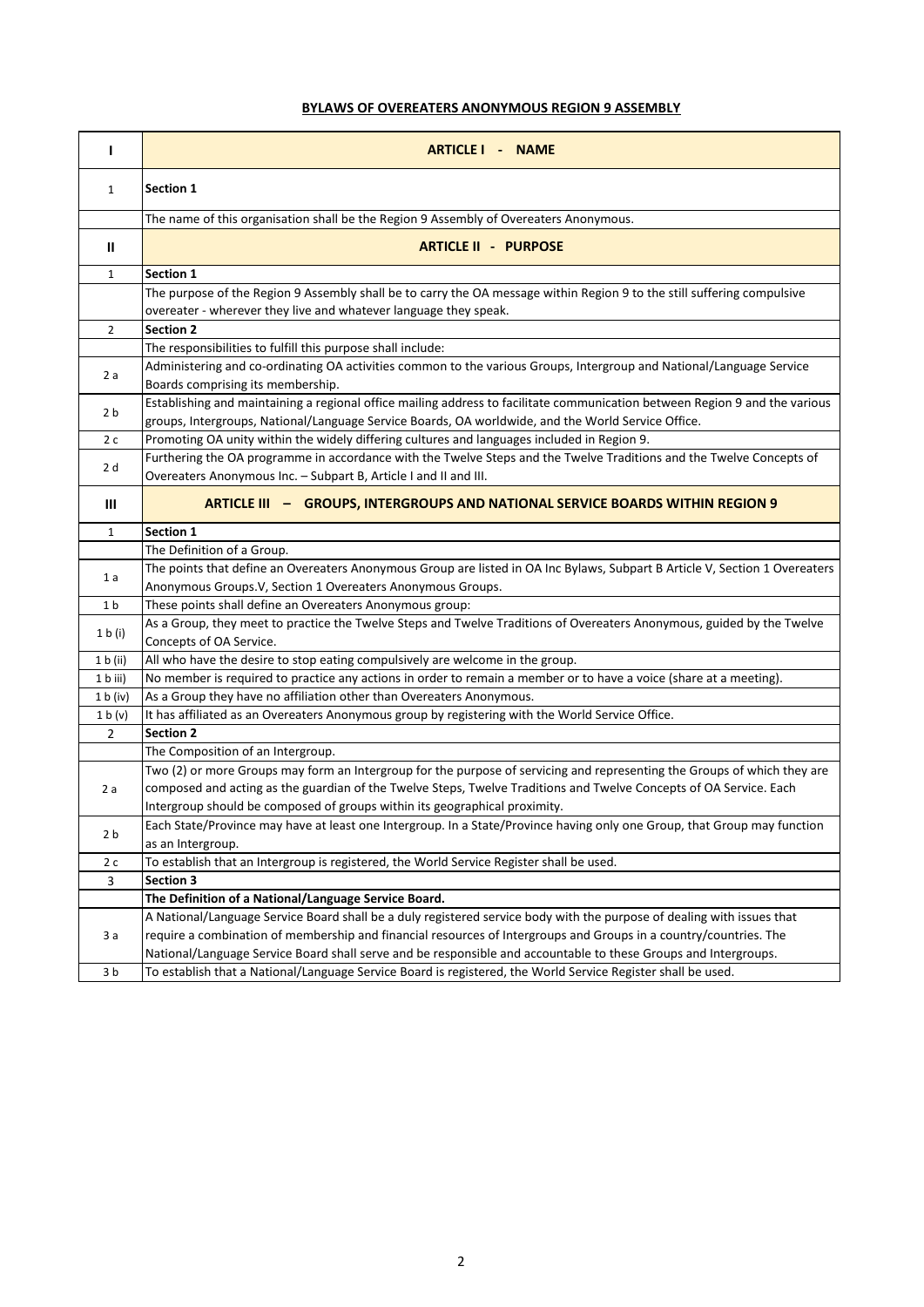# BYLAWS OF OVEREATERS ANONYMOUS REGION 9 ASSEMBLY

| | |
|---|---|
| **I** | **ARTICLE I - NAME** |
| 1 | **Section 1** |
| | The name of this organisation shall be the Region 9 Assembly of Overeaters Anonymous. |
| **II** | **ARTICLE II - PURPOSE** |
| 1 | **Section 1** |
| | The purpose of the Region 9 Assembly shall be to carry the OA message within Region 9 to the still suffering compulsive overeater - wherever they live and whatever language they speak. |
| 2 | **Section 2** |
| | The responsibilities to fulfill this purpose shall include: |
| 2 a | Administering and co-ordinating OA activities common to the various Groups, Intergroup and National/Language Service Boards comprising its membership. |
| 2 b | Establishing and maintaining a regional office mailing address to facilitate communication between Region 9 and the various groups, Intergroups, National/Language Service Boards, OA worldwide, and the World Service Office. |
| 2 c | Promoting OA unity within the widely differing cultures and languages included in Region 9. |
| 2 d | Furthering the OA programme in accordance with the Twelve Steps and the Twelve Traditions and the Twelve Concepts of Overeaters Anonymous Inc. – Subpart B, Article I and II and III. |
| **III** | **ARTICLE III – GROUPS, INTERGROUPS AND NATIONAL SERVICE BOARDS WITHIN REGION 9** |
| 1 | **Section 1** |
| | The Definition of a Group. |
| 1 a | The points that define an Overeaters Anonymous Group are listed in OA Inc Bylaws, Subpart B Article V, Section 1 Overeaters Anonymous Groups.V, Section 1 Overeaters Anonymous Groups. |
| 1 b | These points shall define an Overeaters Anonymous group: |
| 1 b (i) | As a Group, they meet to practice the Twelve Steps and Twelve Traditions of Overeaters Anonymous, guided by the Twelve Concepts of OA Service. |
| 1 b (ii) | All who have the desire to stop eating compulsively are welcome in the group. |
| 1 b iii) | No member is required to practice any actions in order to remain a member or to have a voice (share at a meeting). |
| 1 b (iv) | As a Group they have no affiliation other than Overeaters Anonymous. |
| 1 b (v) | It has affiliated as an Overeaters Anonymous group by registering with the World Service Office. |
| 2 | **Section 2** |
| | The Composition of an Intergroup. |
| 2 a | Two (2) or more Groups may form an Intergroup for the purpose of servicing and representing the Groups of which they are composed and acting as the guardian of the Twelve Steps, Twelve Traditions and Twelve Concepts of OA Service. Each Intergroup should be composed of groups within its geographical proximity. |
| 2 b | Each State/Province may have at least one Intergroup. In a State/Province having only one Group, that Group may function as an Intergroup. |
| 2 c | To establish that an Intergroup is registered, the World Service Register shall be used. |
| 3 | **Section 3** |
| | **The Definition of a National/Language Service Board.** |
| 3 a | A National/Language Service Board shall be a duly registered service body with the purpose of dealing with issues that require a combination of membership and financial resources of Intergroups and Groups in a country/countries. The National/Language Service Board shall serve and be responsible and accountable to these Groups and Intergroups. |
| 3 b | To establish that a National/Language Service Board is registered, the World Service Register shall be used. |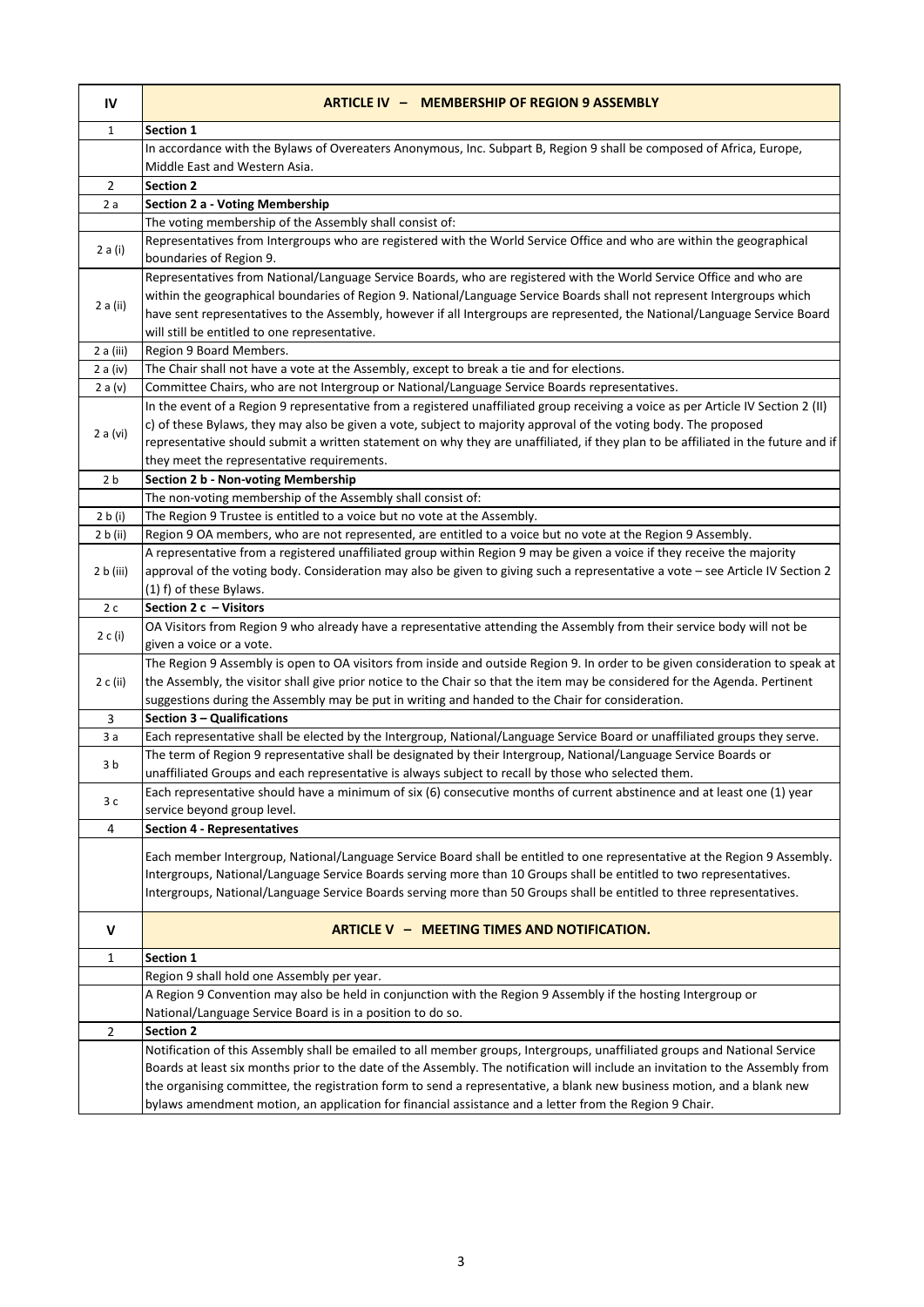| | |
|---|---|
| **IV** | **ARTICLE IV – MEMBERSHIP OF REGION 9 ASSEMBLY** |
| 1 | **Section 1** |
| | In accordance with the Bylaws of Overeaters Anonymous, Inc. Subpart B, Region 9 shall be composed of Africa, Europe, Middle East and Western Asia. |
| 2 | **Section 2** |
| 2 a | **Section 2 a - Voting Membership** |
| | The voting membership of the Assembly shall consist of: |
| 2 a (i) | Representatives from Intergroups who are registered with the World Service Office and who are within the geographical boundaries of Region 9. |
| 2 a (ii) | Representatives from National/Language Service Boards, who are registered with the World Service Office and who are within the geographical boundaries of Region 9. National/Language Service Boards shall not represent Intergroups which have sent representatives to the Assembly, however if all Intergroups are represented, the National/Language Service Board will still be entitled to one representative. |
| 2 a (iii) | Region 9 Board Members. |
| 2 a (iv) | The Chair shall not have a vote at the Assembly, except to break a tie and for elections. |
| 2 a (v) | Committee Chairs, who are not Intergroup or National/Language Service Boards representatives. |
| 2 a (vi) | In the event of a Region 9 representative from a registered unaffiliated group receiving a voice as per Article IV Section 2 (II) c) of these Bylaws, they may also be given a vote, subject to majority approval of the voting body. The proposed representative should submit a written statement on why they are unaffiliated, if they plan to be affiliated in the future and if they meet the representative requirements. |
| 2 b | **Section 2 b - Non-voting Membership** |
| | The non-voting membership of the Assembly shall consist of: |
| 2 b (i) | The Region 9 Trustee is entitled to a voice but no vote at the Assembly. |
| 2 b (ii) | Region 9 OA members, who are not represented, are entitled to a voice but no vote at the Region 9 Assembly. |
| 2 b (iii) | A representative from a registered unaffiliated group within Region 9 may be given a voice if they receive the majority approval of the voting body. Consideration may also be given to giving such a representative a vote – see Article IV Section 2 (1) f) of these Bylaws. |
| 2 c | **Section 2 c – Visitors** |
| 2 c (i) | OA Visitors from Region 9 who already have a representative attending the Assembly from their service body will not be given a voice or a vote. |
| 2 c (ii) | The Region 9 Assembly is open to OA visitors from inside and outside Region 9. In order to be given consideration to speak at the Assembly, the visitor shall give prior notice to the Chair so that the item may be considered for the Agenda. Pertinent suggestions during the Assembly may be put in writing and handed to the Chair for consideration. |
| 3 | **Section 3 – Qualifications** |
| 3 a | Each representative shall be elected by the Intergroup, National/Language Service Board or unaffiliated groups they serve. |
| 3 b | The term of Region 9 representative shall be designated by their Intergroup, National/Language Service Boards or unaffiliated Groups and each representative is always subject to recall by those who selected them. |
| 3 c | Each representative should have a minimum of six (6) consecutive months of current abstinence and at least one (1) year service beyond group level. |
| 4 | **Section 4 - Representatives** |
| | Each member Intergroup, National/Language Service Board shall be entitled to one representative at the Region 9 Assembly. Intergroups, National/Language Service Boards serving more than 10 Groups shall be entitled to two representatives. Intergroups, National/Language Service Boards serving more than 50 Groups shall be entitled to three representatives. |
| **V** | **ARTICLE V – MEETING TIMES AND NOTIFICATION.** |
| 1 | **Section 1** |
| | Region 9 shall hold one Assembly per year. |
| | A Region 9 Convention may also be held in conjunction with the Region 9 Assembly if the hosting Intergroup or National/Language Service Board is in a position to do so. |
| 2 | **Section 2** |
| | Notification of this Assembly shall be emailed to all member groups, Intergroups, unaffiliated groups and National Service Boards at least six months prior to the date of the Assembly. The notification will include an invitation to the Assembly from the organising committee, the registration form to send a representative, a blank new business motion, and a blank new bylaws amendment motion, an application for financial assistance and a letter from the Region 9 Chair. |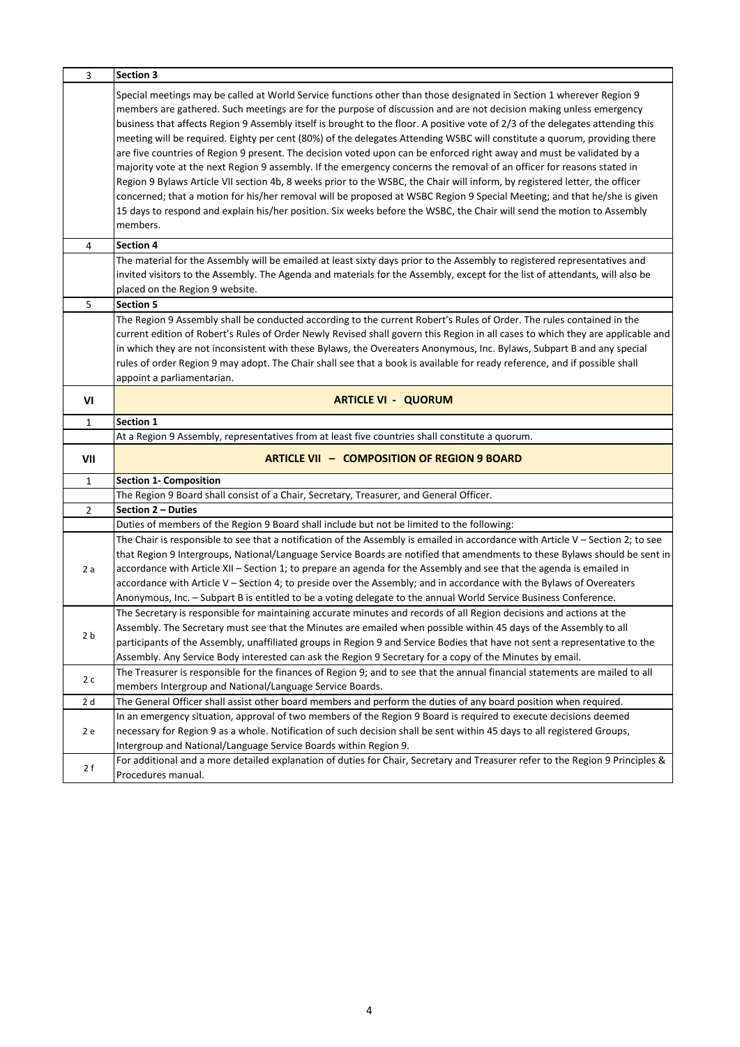| | |
|---|---|
| 3 | **Section 3** |
| | Special meetings may be called at World Service functions other than those designated in Section 1 wherever Region 9 members are gathered. Such meetings are for the purpose of discussion and are not decision making unless emergency business that affects Region 9 Assembly itself is brought to the floor. A positive vote of 2/3 of the delegates attending this meeting will be required. Eighty per cent (80%) of the delegates Attending WSBC will constitute a quorum, providing there are five countries of Region 9 present. The decision voted upon can be enforced right away and must be validated by a majority vote at the next Region 9 assembly. If the emergency concerns the removal of an officer for reasons stated in Region 9 Bylaws Article VII section 4b, 8 weeks prior to the WSBC, the Chair will inform, by registered letter, the officer concerned; that a motion for his/her removal will be proposed at WSBC Region 9 Special Meeting; and that he/she is given 15 days to respond and explain his/her position. Six weeks before the WSBC, the Chair will send the motion to Assembly members. |
| 4 | **Section 4** |
| | The material for the Assembly will be emailed at least sixty days prior to the Assembly to registered representatives and invited visitors to the Assembly. The Agenda and materials for the Assembly, except for the list of attendants, will also be placed on the Region 9 website. |
| 5 | **Section 5** |
| | The Region 9 Assembly shall be conducted according to the current Robert's Rules of Order. The rules contained in the current edition of Robert's Rules of Order Newly Revised shall govern this Region in all cases to which they are applicable and in which they are not inconsistent with these Bylaws, the Overeaters Anonymous, Inc. Bylaws, Subpart B and any special rules of order Region 9 may adopt. The Chair shall see that a book is available for ready reference, and if possible shall appoint a parliamentarian. |
| **VI** | **ARTICLE VI - QUORUM** |
| 1 | **Section 1** |
| | At a Region 9 Assembly, representatives from at least five countries shall constitute a quorum. |
| **VII** | **ARTICLE VII – COMPOSITION OF REGION 9 BOARD** |
| 1 | **Section 1- Composition** |
| | The Region 9 Board shall consist of a Chair, Secretary, Treasurer, and General Officer. |
| 2 | **Section 2 – Duties** |
| | Duties of members of the Region 9 Board shall include but not be limited to the following: |
| 2 a | The Chair is responsible to see that a notification of the Assembly is emailed in accordance with Article V – Section 2; to see that Region 9 Intergroups, National/Language Service Boards are notified that amendments to these Bylaws should be sent in accordance with Article XII – Section 1; to prepare an agenda for the Assembly and see that the agenda is emailed in accordance with Article V – Section 4; to preside over the Assembly; and in accordance with the Bylaws of Overeaters Anonymous, Inc. – Subpart B is entitled to be a voting delegate to the annual World Service Business Conference. |
| 2 b | The Secretary is responsible for maintaining accurate minutes and records of all Region decisions and actions at the Assembly. The Secretary must see that the Minutes are emailed when possible within 45 days of the Assembly to all participants of the Assembly, unaffiliated groups in Region 9 and Service Bodies that have not sent a representative to the Assembly. Any Service Body interested can ask the Region 9 Secretary for a copy of the Minutes by email. |
| 2 c | The Treasurer is responsible for the finances of Region 9; and to see that the annual financial statements are mailed to all members Intergroup and National/Language Service Boards. |
| 2 d | The General Officer shall assist other board members and perform the duties of any board position when required. |
| 2 e | In an emergency situation, approval of two members of the Region 9 Board is required to execute decisions deemed necessary for Region 9 as a whole. Notification of such decision shall be sent within 45 days to all registered Groups, Intergroup and National/Language Service Boards within Region 9. |
| 2 f | For additional and a more detailed explanation of duties for Chair, Secretary and Treasurer refer to the Region 9 Principles & Procedures manual. |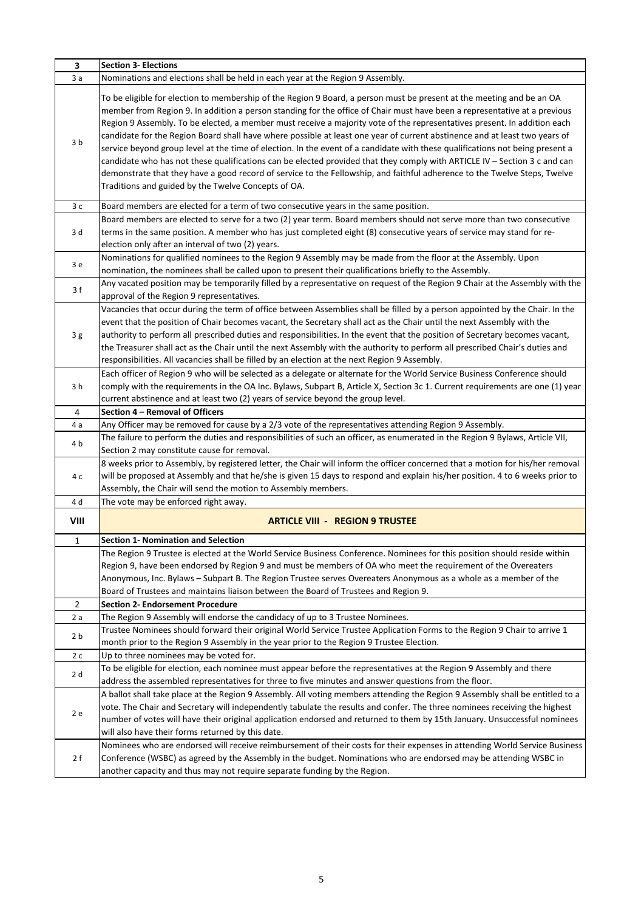| | |
|---|---|
| **3** | **Section 3- Elections** |
| 3 a | Nominations and elections shall be held in each year at the Region 9 Assembly. |
| 3 b | To be eligible for election to membership of the Region 9 Board, a person must be present at the meeting and be an OA member from Region 9. In addition a person standing for the office of Chair must have been a representative at a previous Region 9 Assembly. To be elected, a member must receive a majority vote of the representatives present. In addition each candidate for the Region Board shall have where possible at least one year of current abstinence and at least two years of service beyond group level at the time of election. In the event of a candidate with these qualifications not being present a candidate who has not these qualifications can be elected provided that they comply with ARTICLE IV – Section 3 c and can demonstrate that they have a good record of service to the Fellowship, and faithful adherence to the Twelve Steps, Twelve Traditions and guided by the Twelve Concepts of OA. |
| 3 c | Board members are elected for a term of two consecutive years in the same position. |
| 3 d | Board members are elected to serve for a two (2) year term. Board members should not serve more than two consecutive terms in the same position. A member who has just completed eight (8) consecutive years of service may stand for re-election only after an interval of two (2) years. |
| 3 e | Nominations for qualified nominees to the Region 9 Assembly may be made from the floor at the Assembly. Upon nomination, the nominees shall be called upon to present their qualifications briefly to the Assembly. |
| 3 f | Any vacated position may be temporarily filled by a representative on request of the Region 9 Chair at the Assembly with the approval of the Region 9 representatives. |
| 3 g | Vacancies that occur during the term of office between Assemblies shall be filled by a person appointed by the Chair. In the event that the position of Chair becomes vacant, the Secretary shall act as the Chair until the next Assembly with the authority to perform all prescribed duties and responsibilities. In the event that the position of Secretary becomes vacant, the Treasurer shall act as the Chair until the next Assembly with the authority to perform all prescribed Chair's duties and responsibilities. All vacancies shall be filled by an election at the next Region 9 Assembly. |
| 3 h | Each officer of Region 9 who will be selected as a delegate or alternate for the World Service Business Conference should comply with the requirements in the OA Inc. Bylaws, Subpart B, Article X, Section 3c 1. Current requirements are one (1) year current abstinence and at least two (2) years of service beyond the group level. |
| 4 | **Section 4 – Removal of Officers** |
| 4 a | Any Officer may be removed for cause by a 2/3 vote of the representatives attending Region 9 Assembly. |
| 4 b | The failure to perform the duties and responsibilities of such an officer, as enumerated in the Region 9 Bylaws, Article VII, Section 2 may constitute cause for removal. |
| 4 c | 8 weeks prior to Assembly, by registered letter, the Chair will inform the officer concerned that a motion for his/her removal will be proposed at Assembly and that he/she is given 15 days to respond and explain his/her position. 4 to 6 weeks prior to Assembly, the Chair will send the motion to Assembly members. |
| 4 d | The vote may be enforced right away. |
| **VIII** | **ARTICLE VIII - REGION 9 TRUSTEE** |
| 1 | **Section 1- Nomination and Selection** |
| | The Region 9 Trustee is elected at the World Service Business Conference. Nominees for this position should reside within Region 9, have been endorsed by Region 9 and must be members of OA who meet the requirement of the Overeaters Anonymous, Inc. Bylaws – Subpart B. The Region Trustee serves Overeaters Anonymous as a whole as a member of the Board of Trustees and maintains liaison between the Board of Trustees and Region 9. |
| 2 | **Section 2- Endorsement Procedure** |
| 2 a | The Region 9 Assembly will endorse the candidacy of up to 3 Trustee Nominees. |
| 2 b | Trustee Nominees should forward their original World Service Trustee Application Forms to the Region 9 Chair to arrive 1 month prior to the Region 9 Assembly in the year prior to the Region 9 Trustee Election. |
| 2 c | Up to three nominees may be voted for. |
| 2 d | To be eligible for election, each nominee must appear before the representatives at the Region 9 Assembly and there address the assembled representatives for three to five minutes and answer questions from the floor. |
| 2 e | A ballot shall take place at the Region 9 Assembly. All voting members attending the Region 9 Assembly shall be entitled to a vote. The Chair and Secretary will independently tabulate the results and confer. The three nominees receiving the highest number of votes will have their original application endorsed and returned to them by 15th January. Unsuccessful nominees will also have their forms returned by this date. |
| 2 f | Nominees who are endorsed will receive reimbursement of their costs for their expenses in attending World Service Business Conference (WSBC) as agreed by the Assembly in the budget. Nominations who are endorsed may be attending WSBC in another capacity and thus may not require separate funding by the Region. |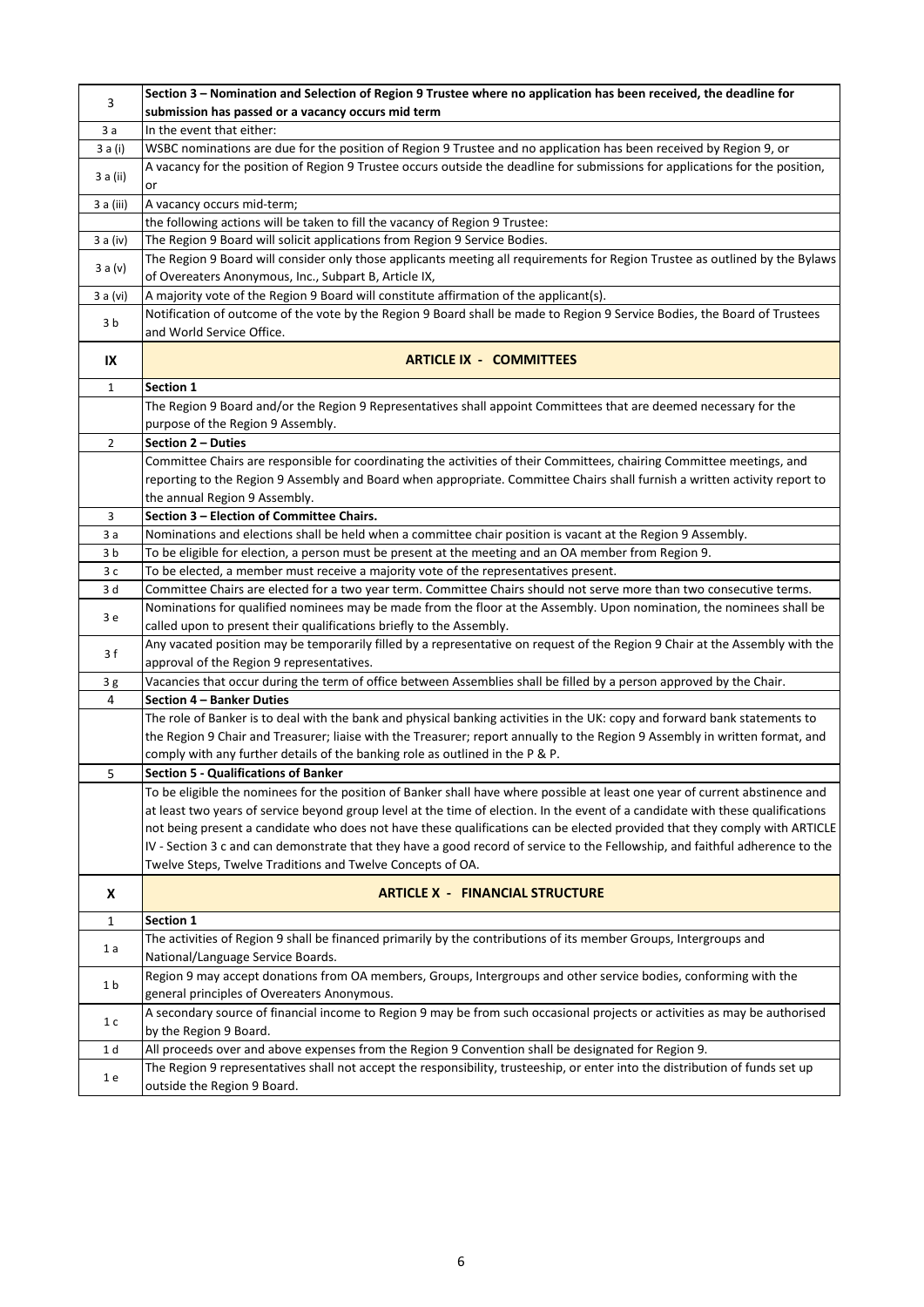| 3 | **Section 3 – Nomination and Selection of Region 9 Trustee where no application has been received, the deadline for submission has passed or a vacancy occurs mid term** |
|---|---|
| 3 a | In the event that either: |
| 3 a (i) | WSBC nominations are due for the position of Region 9 Trustee and no application has been received by Region 9, or |
| 3 a (ii) | A vacancy for the position of Region 9 Trustee occurs outside the deadline for submissions for applications for the position, or |
| 3 a (iii) | A vacancy occurs mid-term; |
| | the following actions will be taken to fill the vacancy of Region 9 Trustee: |
| 3 a (iv) | The Region 9 Board will solicit applications from Region 9 Service Bodies. |
| 3 a (v) | The Region 9 Board will consider only those applicants meeting all requirements for Region Trustee as outlined by the Bylaws of Overeaters Anonymous, Inc., Subpart B, Article IX, |
| 3 a (vi) | A majority vote of the Region 9 Board will constitute affirmation of the applicant(s). |
| 3 b | Notification of outcome of the vote by the Region 9 Board shall be made to Region 9 Service Bodies, the Board of Trustees and World Service Office. |
| **IX** | **ARTICLE IX - COMMITTEES** |
| 1 | **Section 1** |
| | The Region 9 Board and/or the Region 9 Representatives shall appoint Committees that are deemed necessary for the purpose of the Region 9 Assembly. |
| 2 | **Section 2 – Duties** |
| | Committee Chairs are responsible for coordinating the activities of their Committees, chairing Committee meetings, and reporting to the Region 9 Assembly and Board when appropriate. Committee Chairs shall furnish a written activity report to the annual Region 9 Assembly. |
| 3 | **Section 3 – Election of Committee Chairs.** |
| 3 a | Nominations and elections shall be held when a committee chair position is vacant at the Region 9 Assembly. |
| 3 b | To be eligible for election, a person must be present at the meeting and an OA member from Region 9. |
| 3 c | To be elected, a member must receive a majority vote of the representatives present. |
| 3 d | Committee Chairs are elected for a two year term. Committee Chairs should not serve more than two consecutive terms. |
| 3 e | Nominations for qualified nominees may be made from the floor at the Assembly. Upon nomination, the nominees shall be called upon to present their qualifications briefly to the Assembly. |
| 3 f | Any vacated position may be temporarily filled by a representative on request of the Region 9 Chair at the Assembly with the approval of the Region 9 representatives. |
| 3 g | Vacancies that occur during the term of office between Assemblies shall be filled by a person approved by the Chair. |
| 4 | **Section 4 – Banker Duties** |
| | The role of Banker is to deal with the bank and physical banking activities in the UK: copy and forward bank statements to the Region 9 Chair and Treasurer; liaise with the Treasurer; report annually to the Region 9 Assembly in written format, and comply with any further details of the banking role as outlined in the P & P. |
| 5 | **Section 5 - Qualifications of Banker** |
| | To be eligible the nominees for the position of Banker shall have where possible at least one year of current abstinence and at least two years of service beyond group level at the time of election. In the event of a candidate with these qualifications not being present a candidate who does not have these qualifications can be elected provided that they comply with ARTICLE IV - Section 3 c and can demonstrate that they have a good record of service to the Fellowship, and faithful adherence to the Twelve Steps, Twelve Traditions and Twelve Concepts of OA. |
| **X** | **ARTICLE X - FINANCIAL STRUCTURE** |
| 1 | **Section 1** |
| 1 a | The activities of Region 9 shall be financed primarily by the contributions of its member Groups, Intergroups and National/Language Service Boards. |
| 1 b | Region 9 may accept donations from OA members, Groups, Intergroups and other service bodies, conforming with the general principles of Overeaters Anonymous. |
| 1 c | A secondary source of financial income to Region 9 may be from such occasional projects or activities as may be authorised by the Region 9 Board. |
| 1 d | All proceeds over and above expenses from the Region 9 Convention shall be designated for Region 9. |
| 1 e | The Region 9 representatives shall not accept the responsibility, trusteeship, or enter into the distribution of funds set up outside the Region 9 Board. |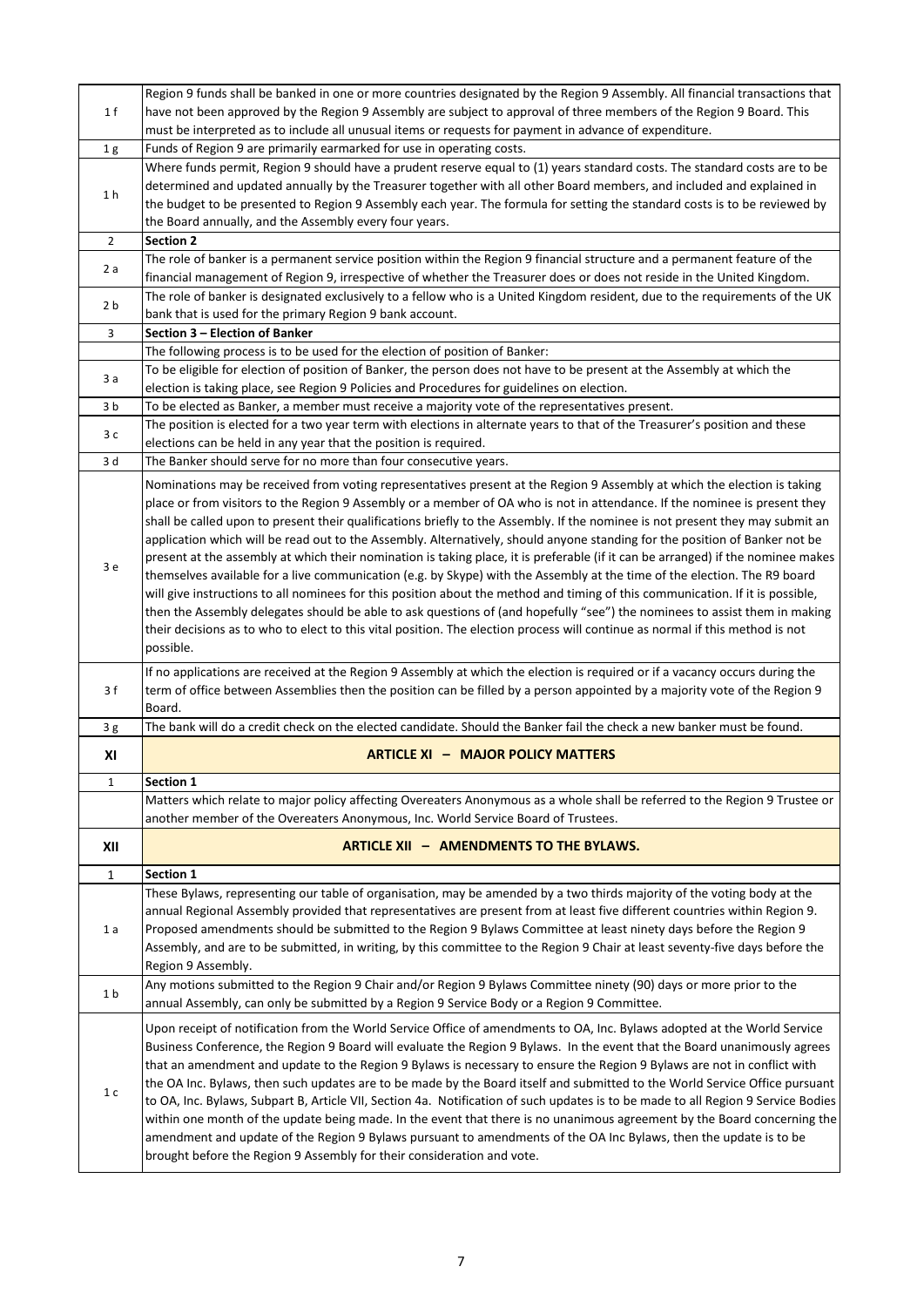| | |
|---|---|
| 1 f | Region 9 funds shall be banked in one or more countries designated by the Region 9 Assembly. All financial transactions that have not been approved by the Region 9 Assembly are subject to approval of three members of the Region 9 Board. This must be interpreted as to include all unusual items or requests for payment in advance of expenditure. |
| 1 g | Funds of Region 9 are primarily earmarked for use in operating costs. |
| 1 h | Where funds permit, Region 9 should have a prudent reserve equal to (1) years standard costs. The standard costs are to be determined and updated annually by the Treasurer together with all other Board members, and included and explained in the budget to be presented to Region 9 Assembly each year. The formula for setting the standard costs is to be reviewed by the Board annually, and the Assembly every four years. |
| 2 | **Section 2** |
| 2 a | The role of banker is a permanent service position within the Region 9 financial structure and a permanent feature of the financial management of Region 9, irrespective of whether the Treasurer does or does not reside in the United Kingdom. |
| 2 b | The role of banker is designated exclusively to a fellow who is a United Kingdom resident, due to the requirements of the UK bank that is used for the primary Region 9 bank account. |
| 3 | **Section 3 – Election of Banker** |
| | The following process is to be used for the election of position of Banker: |
| 3 a | To be eligible for election of position of Banker, the person does not have to be present at the Assembly at which the election is taking place, see Region 9 Policies and Procedures for guidelines on election. |
| 3 b | To be elected as Banker, a member must receive a majority vote of the representatives present. |
| 3 c | The position is elected for a two year term with elections in alternate years to that of the Treasurer's position and these elections can be held in any year that the position is required. |
| 3 d | The Banker should serve for no more than four consecutive years. |
| 3 e | Nominations may be received from voting representatives present at the Region 9 Assembly at which the election is taking place or from visitors to the Region 9 Assembly or a member of OA who is not in attendance. If the nominee is present they shall be called upon to present their qualifications briefly to the Assembly. If the nominee is not present they may submit an application which will be read out to the Assembly. Alternatively, should anyone standing for the position of Banker not be present at the assembly at which their nomination is taking place, it is preferable (if it can be arranged) if the nominee makes themselves available for a live communication (e.g. by Skype) with the Assembly at the time of the election. The R9 board will give instructions to all nominees for this position about the method and timing of this communication. If it is possible, then the Assembly delegates should be able to ask questions of (and hopefully "see") the nominees to assist them in making their decisions as to who to elect to this vital position. The election process will continue as normal if this method is not possible. |
| 3 f | If no applications are received at the Region 9 Assembly at which the election is required or if a vacancy occurs during the term of office between Assemblies then the position can be filled by a person appointed by a majority vote of the Region 9 Board. |
| 3 g | The bank will do a credit check on the elected candidate. Should the Banker fail the check a new banker must be found. |
| **XI** | **ARTICLE XI – MAJOR POLICY MATTERS** |
| 1 | **Section 1** |
| | Matters which relate to major policy affecting Overeaters Anonymous as a whole shall be referred to the Region 9 Trustee or another member of the Overeaters Anonymous, Inc. World Service Board of Trustees. |
| **XII** | **ARTICLE XII – AMENDMENTS TO THE BYLAWS.** |
| 1 | **Section 1** |
| 1 a | These Bylaws, representing our table of organisation, may be amended by a two thirds majority of the voting body at the annual Regional Assembly provided that representatives are present from at least five different countries within Region 9. Proposed amendments should be submitted to the Region 9 Bylaws Committee at least ninety days before the Region 9 Assembly, and are to be submitted, in writing, by this committee to the Region 9 Chair at least seventy-five days before the Region 9 Assembly. |
| 1 b | Any motions submitted to the Region 9 Chair and/or Region 9 Bylaws Committee ninety (90) days or more prior to the annual Assembly, can only be submitted by a Region 9 Service Body or a Region 9 Committee. |
| 1 c | Upon receipt of notification from the World Service Office of amendments to OA, Inc. Bylaws adopted at the World Service Business Conference, the Region 9 Board will evaluate the Region 9 Bylaws. In the event that the Board unanimously agrees that an amendment and update to the Region 9 Bylaws is necessary to ensure the Region 9 Bylaws are not in conflict with the OA Inc. Bylaws, then such updates are to be made by the Board itself and submitted to the World Service Office pursuant to OA, Inc. Bylaws, Subpart B, Article VII, Section 4a. Notification of such updates is to be made to all Region 9 Service Bodies within one month of the update being made. In the event that there is no unanimous agreement by the Board concerning the amendment and update of the Region 9 Bylaws pursuant to amendments of the OA Inc Bylaws, then the update is to be brought before the Region 9 Assembly for their consideration and vote. |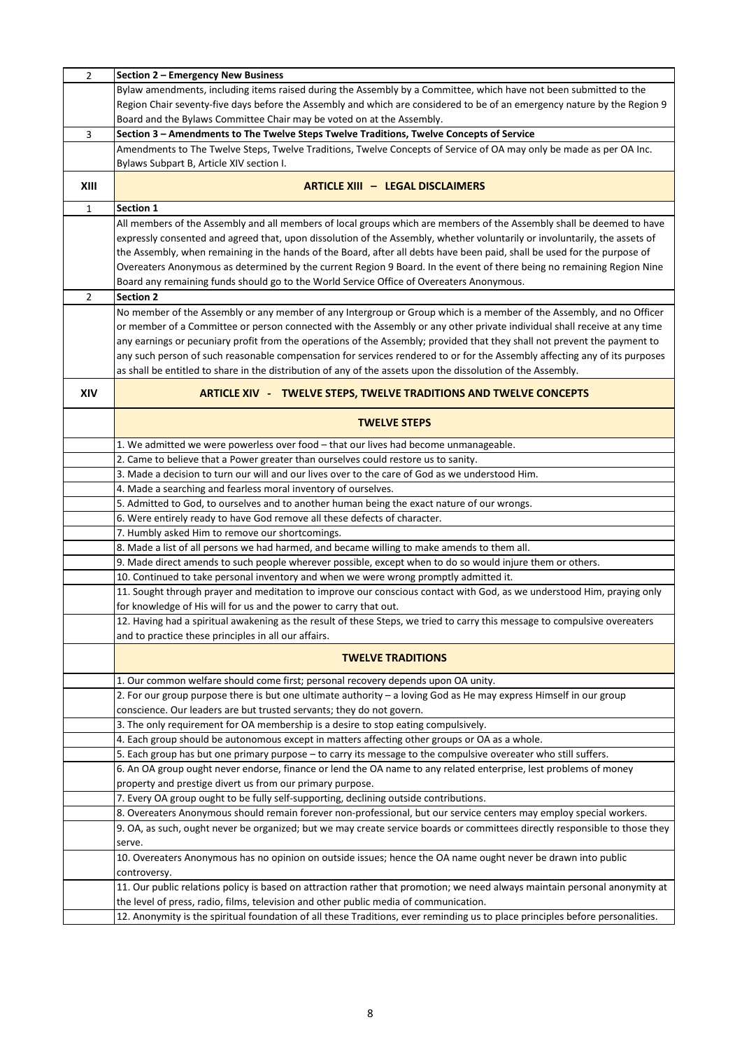| | |
|---|---|
| 2 | **Section 2 – Emergency New Business** |
| | Bylaw amendments, including items raised during the Assembly by a Committee, which have not been submitted to the Region Chair seventy-five days before the Assembly and which are considered to be of an emergency nature by the Region 9 Board and the Bylaws Committee Chair may be voted on at the Assembly. |
| 3 | **Section 3 – Amendments to The Twelve Steps Twelve Traditions, Twelve Concepts of Service** |
| | Amendments to The Twelve Steps, Twelve Traditions, Twelve Concepts of Service of OA may only be made as per OA Inc. Bylaws Subpart B, Article XIV section I. |
| **XIII** | **ARTICLE XIII – LEGAL DISCLAIMERS** |
| 1 | **Section 1** |
| | All members of the Assembly and all members of local groups which are members of the Assembly shall be deemed to have expressly consented and agreed that, upon dissolution of the Assembly, whether voluntarily or involuntarily, the assets of the Assembly, when remaining in the hands of the Board, after all debts have been paid, shall be used for the purpose of Overeaters Anonymous as determined by the current Region 9 Board. In the event of there being no remaining Region Nine Board any remaining funds should go to the World Service Office of Overeaters Anonymous. |
| 2 | **Section 2** |
| | No member of the Assembly or any member of any Intergroup or Group which is a member of the Assembly, and no Officer or member of a Committee or person connected with the Assembly or any other private individual shall receive at any time any earnings or pecuniary profit from the operations of the Assembly; provided that they shall not prevent the payment to any such person of such reasonable compensation for services rendered to or for the Assembly affecting any of its purposes as shall be entitled to share in the distribution of any of the assets upon the dissolution of the Assembly. |
| **XIV** | **ARTICLE XIV - TWELVE STEPS, TWELVE TRADITIONS AND TWELVE CONCEPTS** |
| | **TWELVE STEPS** |
| | 1. We admitted we were powerless over food – that our lives had become unmanageable. |
| | 2. Came to believe that a Power greater than ourselves could restore us to sanity. |
| | 3. Made a decision to turn our will and our lives over to the care of God as we understood Him. |
| | 4. Made a searching and fearless moral inventory of ourselves. |
| | 5. Admitted to God, to ourselves and to another human being the exact nature of our wrongs. |
| | 6. Were entirely ready to have God remove all these defects of character. |
| | 7. Humbly asked Him to remove our shortcomings. |
| | 8. Made a list of all persons we had harmed, and became willing to make amends to them all. |
| | 9. Made direct amends to such people wherever possible, except when to do so would injure them or others. |
| | 10. Continued to take personal inventory and when we were wrong promptly admitted it. |
| | 11. Sought through prayer and meditation to improve our conscious contact with God, as we understood Him, praying only for knowledge of His will for us and the power to carry that out. |
| | 12. Having had a spiritual awakening as the result of these Steps, we tried to carry this message to compulsive overeaters and to practice these principles in all our affairs. |
| | **TWELVE TRADITIONS** |
| | 1. Our common welfare should come first; personal recovery depends upon OA unity. |
| | 2. For our group purpose there is but one ultimate authority – a loving God as He may express Himself in our group conscience. Our leaders are but trusted servants; they do not govern. |
| | 3. The only requirement for OA membership is a desire to stop eating compulsively. |
| | 4. Each group should be autonomous except in matters affecting other groups or OA as a whole. |
| | 5. Each group has but one primary purpose – to carry its message to the compulsive overeater who still suffers. |
| | 6. An OA group ought never endorse, finance or lend the OA name to any related enterprise, lest problems of money property and prestige divert us from our primary purpose. |
| | 7. Every OA group ought to be fully self-supporting, declining outside contributions. |
| | 8. Overeaters Anonymous should remain forever non-professional, but our service centers may employ special workers. |
| | 9. OA, as such, ought never be organized; but we may create service boards or committees directly responsible to those they serve. |
| | 10. Overeaters Anonymous has no opinion on outside issues; hence the OA name ought never be drawn into public controversy. |
| | 11. Our public relations policy is based on attraction rather that promotion; we need always maintain personal anonymity at the level of press, radio, films, television and other public media of communication. |
| | 12. Anonymity is the spiritual foundation of all these Traditions, ever reminding us to place principles before personalities. |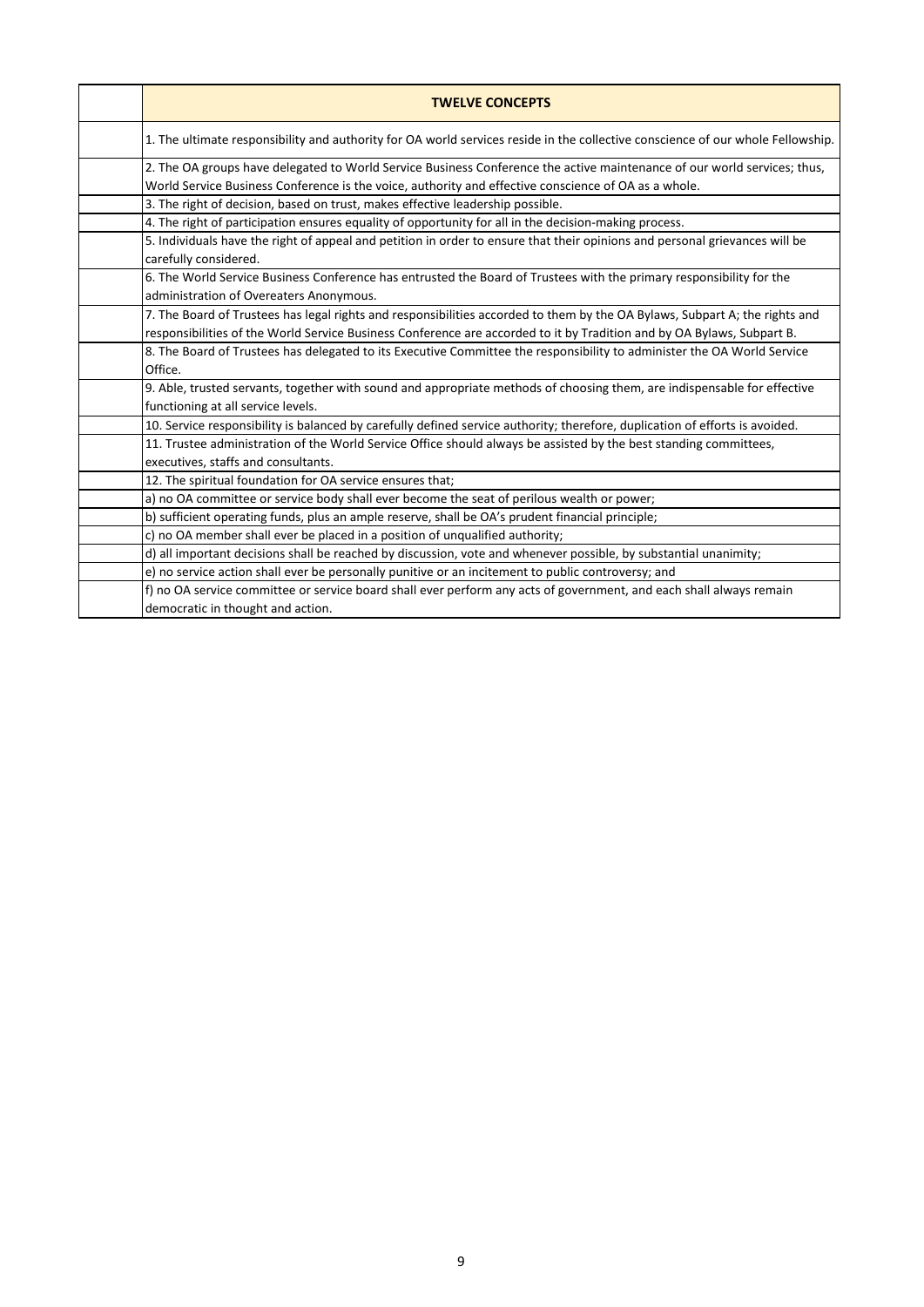| | TWELVE CONCEPTS |
|---|---|
| | 1. The ultimate responsibility and authority for OA world services reside in the collective conscience of our whole Fellowship. |
| | 2. The OA groups have delegated to World Service Business Conference the active maintenance of our world services; thus, World Service Business Conference is the voice, authority and effective conscience of OA as a whole. |
| | 3. The right of decision, based on trust, makes effective leadership possible. |
| | 4. The right of participation ensures equality of opportunity for all in the decision-making process. |
| | 5. Individuals have the right of appeal and petition in order to ensure that their opinions and personal grievances will be carefully considered. |
| | 6. The World Service Business Conference has entrusted the Board of Trustees with the primary responsibility for the administration of Overeaters Anonymous. |
| | 7. The Board of Trustees has legal rights and responsibilities accorded to them by the OA Bylaws, Subpart A; the rights and responsibilities of the World Service Business Conference are accorded to it by Tradition and by OA Bylaws, Subpart B. |
| | 8. The Board of Trustees has delegated to its Executive Committee the responsibility to administer the OA World Service Office. |
| | 9. Able, trusted servants, together with sound and appropriate methods of choosing them, are indispensable for effective functioning at all service levels. |
| | 10. Service responsibility is balanced by carefully defined service authority; therefore, duplication of efforts is avoided. |
| | 11. Trustee administration of the World Service Office should always be assisted by the best standing committees, executives, staffs and consultants. |
| | 12. The spiritual foundation for OA service ensures that; |
| | a) no OA committee or service body shall ever become the seat of perilous wealth or power; |
| | b) sufficient operating funds, plus an ample reserve, shall be OA's prudent financial principle; |
| | c) no OA member shall ever be placed in a position of unqualified authority; |
| | d) all important decisions shall be reached by discussion, vote and whenever possible, by substantial unanimity; |
| | e) no service action shall ever be personally punitive or an incitement to public controversy; and |
| | f) no OA service committee or service board shall ever perform any acts of government, and each shall always remain democratic in thought and action. |